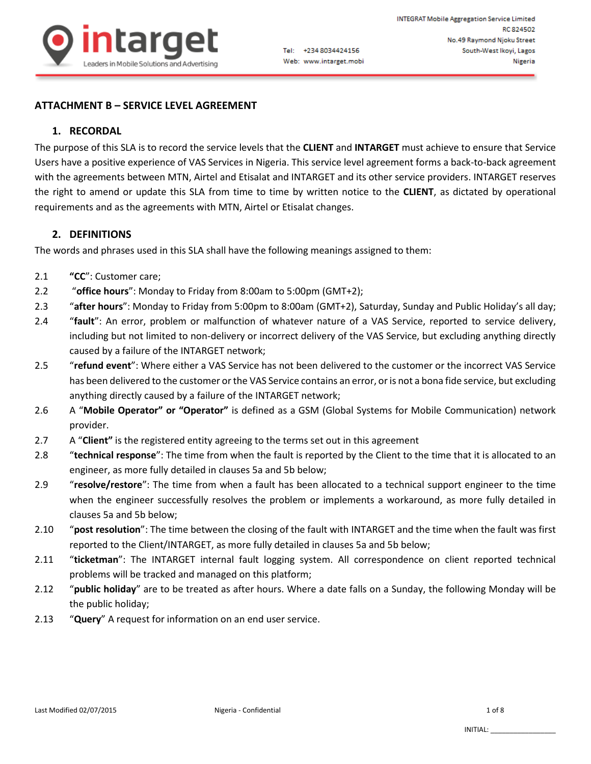## ATTACHMENT B – SERVICE LEVEL AGREEMENT

### 1. RECORDAL

The purpose of this SLA is to record the service levels that the **CLIENT** and **INTARGET** must achieve to ensure that Service Users have a positive experience of VAS Services in Nigeria. This service level agreement forms a back-to-back agreement with the agreements between MTN, Airtel and Etisalat and INTARGET and its other service providers. INTARGET reserves the right to amend or update this SLA from time to time by written notice to the **CLIENT**, as dictated by operational requirements and as the agreements with MTN, Airtel or Etisalat changes.

### 2. DEFINITIONS

The words and phrases used in this SLA shall have the following meanings assigned to them:

2.1 **"CC"**: Customer care;

2.2 "**office hours**": Monday to Friday from 8:00am to 5:00pm (GMT+2);

2.3 "**after hours**": Monday to Friday from 5:00pm to 8:00am (GMT+2), Saturday, Sunday and Public Holiday's all day;

2.4 "**fault**": An error, problem or malfunction of whatever nature of a VAS Service, reported to service delivery, including but not limited to non-delivery or incorrect delivery of the VAS Service, but excluding anything directly caused by a failure of the INTARGET network;

2.5 "**refund event**": Where either a VAS Service has not been delivered to the customer or the incorrect VAS Service has been delivered to the customer or the VAS Service contains an error, or is not a bona fide service, but excluding anything directly caused by a failure of the INTARGET network;

2.6 A "**Mobile Operator" or "Operator"** is defined as a GSM (Global Systems for Mobile Communication) network provider.

2.7 A "**Client"** is the registered entity agreeing to the terms set out in this agreement

2.8 "**technical response**": The time from when the fault is reported by the Client to the time that it is allocated to an engineer, as more fully detailed in clauses 5a and 5b below;

2.9 "**resolve/restore**": The time from when a fault has been allocated to a technical support engineer to the time when the engineer successfully resolves the problem or implements a workaround, as more fully detailed in clauses 5a and 5b below;

2.10 "**post resolution**": The time between the closing of the fault with INTARGET and the time when the fault was first reported to the Client/INTARGET, as more fully detailed in clauses 5a and 5b below;

2.11 "**ticketman**": The INTARGET internal fault logging system. All correspondence on client reported technical problems will be tracked and managed on this platform;

2.12 "**public holiday**" are to be treated as after hours. Where a date falls on a Sunday, the following Monday will be the public holiday;

2.13 "**Query**" A request for information on an end user service.

INITIAL: ________________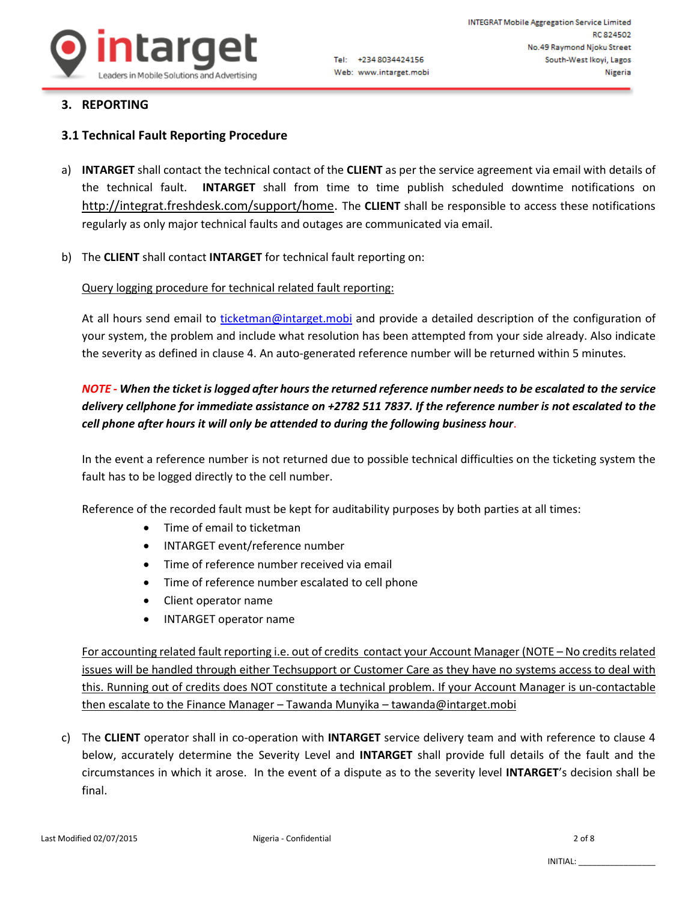## 3. REPORTING

### 3.1 Technical Fault Reporting Procedure

a) **INTARGET** shall contact the technical contact of the **CLIENT** as per the service agreement via email with details of the technical fault. **INTARGET** shall from time to time publish scheduled downtime notifications on http://integrat.freshdesk.com/support/home. The **CLIENT** shall be responsible to access these notifications regularly as only major technical faults and outages are communicated via email.

b) The **CLIENT** shall contact **INTARGET** for technical fault reporting on:

Query logging procedure for technical related fault reporting:

At all hours send email to ticketman@intarget.mobi and provide a detailed description of the configuration of your system, the problem and include what resolution has been attempted from your side already. Also indicate the severity as defined in clause 4. An auto-generated reference number will be returned within 5 minutes.

***NOTE - When the ticket is logged after hours the returned reference number needs to be escalated to the service delivery cellphone for immediate assistance on +2782 511 7837. If the reference number is not escalated to the cell phone after hours it will only be attended to during the following business hour.***

In the event a reference number is not returned due to possible technical difficulties on the ticketing system the fault has to be logged directly to the cell number.

Reference of the recorded fault must be kept for auditability purposes by both parties at all times:

- Time of email to ticketman
- INTARGET event/reference number
- Time of reference number received via email
- Time of reference number escalated to cell phone
- Client operator name
- INTARGET operator name

For accounting related fault reporting i.e. out of credits contact your Account Manager (NOTE – No credits related issues will be handled through either Techsupport or Customer Care as they have no systems access to deal with this. Running out of credits does NOT constitute a technical problem. If your Account Manager is un-contactable then escalate to the Finance Manager – Tawanda Munyika – tawanda@intarget.mobi

c) The **CLIENT** operator shall in co-operation with **INTARGET** service delivery team and with reference to clause 4 below, accurately determine the Severity Level and **INTARGET** shall provide full details of the fault and the circumstances in which it arose. In the event of a dispute as to the severity level **INTARGET**'s decision shall be final.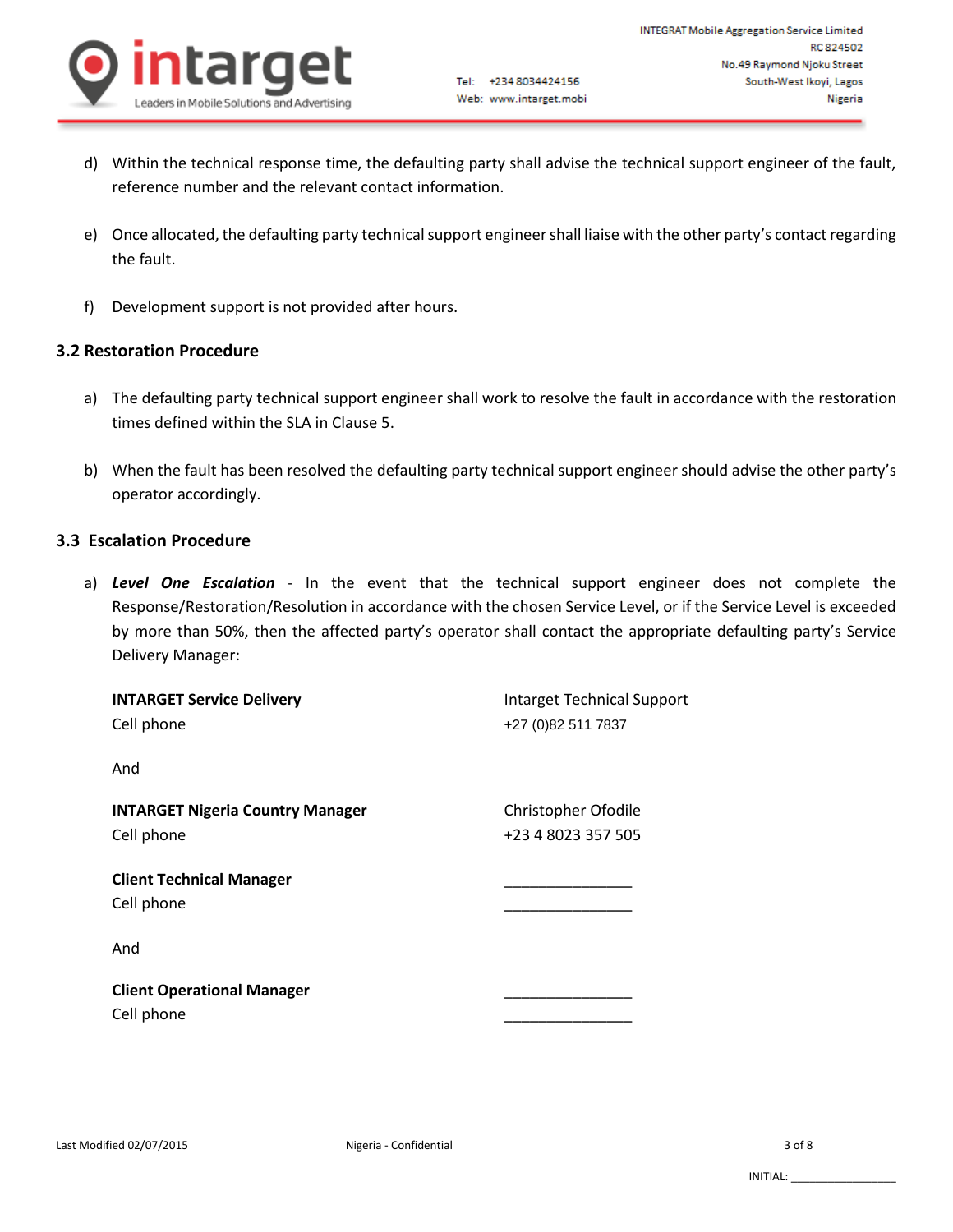d) Within the technical response time, the defaulting party shall advise the technical support engineer of the fault, reference number and the relevant contact information.

e) Once allocated, the defaulting party technical support engineer shall liaise with the other party's contact regarding the fault.

f) Development support is not provided after hours.

### 3.2 Restoration Procedure

a) The defaulting party technical support engineer shall work to resolve the fault in accordance with the restoration times defined within the SLA in Clause 5.

b) When the fault has been resolved the defaulting party technical support engineer should advise the other party's operator accordingly.

### 3.3 Escalation Procedure

a) ***Level One Escalation*** - In the event that the technical support engineer does not complete the Response/Restoration/Resolution in accordance with the chosen Service Level, or if the Service Level is exceeded by more than 50%, then the affected party's operator shall contact the appropriate defaulting party's Service Delivery Manager:

**INTARGET Service Delivery** — Intarget Technical Support
Cell phone — +27 (0)82 511 7837

And

**INTARGET Nigeria Country Manager** — Christopher Ofodile
Cell phone — +23 4 8023 357 505

**Client Technical Manager** — ________________
Cell phone — ________________

And

**Client Operational Manager** — ________________
Cell phone — ________________

INITIAL: ________________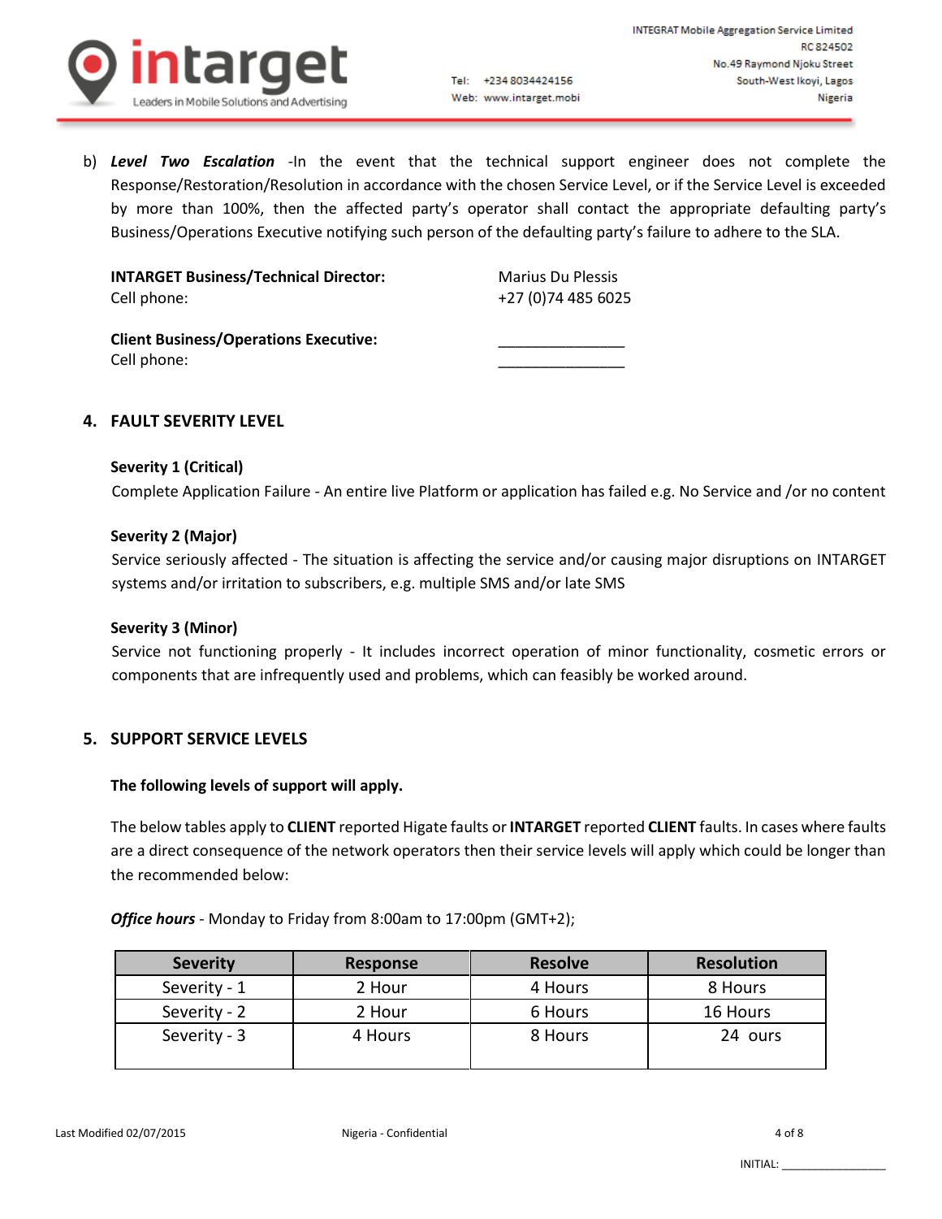b) ***Level Two Escalation*** -In the event that the technical support engineer does not complete the Response/Restoration/Resolution in accordance with the chosen Service Level, or if the Service Level is exceeded by more than 100%, then the affected party's operator shall contact the appropriate defaulting party's Business/Operations Executive notifying such person of the defaulting party's failure to adhere to the SLA.

**INTARGET Business/Technical Director:** Marius Du Plessis
Cell phone: +27 (0)74 485 6025

**Client Business/Operations Executive:** _______________
Cell phone: _______________

## 4. FAULT SEVERITY LEVEL

**Severity 1 (Critical)**

Complete Application Failure - An entire live Platform or application has failed e.g. No Service and /or no content

**Severity 2 (Major)**

Service seriously affected - The situation is affecting the service and/or causing major disruptions on INTARGET systems and/or irritation to subscribers, e.g. multiple SMS and/or late SMS

**Severity 3 (Minor)**

Service not functioning properly - It includes incorrect operation of minor functionality, cosmetic errors or components that are infrequently used and problems, which can feasibly be worked around.

## 5. SUPPORT SERVICE LEVELS

**The following levels of support will apply.**

The below tables apply to **CLIENT** reported Higate faults or **INTARGET** reported **CLIENT** faults. In cases where faults are a direct consequence of the network operators then their service levels will apply which could be longer than the recommended below:

***Office hours*** - Monday to Friday from 8:00am to 17:00pm (GMT+2);

| Severity | Response | Resolve | Resolution |
|---|---|---|---|
| Severity - 1 | 2 Hour | 4 Hours | 8 Hours |
| Severity - 2 | 2 Hour | 6 Hours | 16 Hours |
| Severity - 3 | 4 Hours | 8 Hours | 24 ours |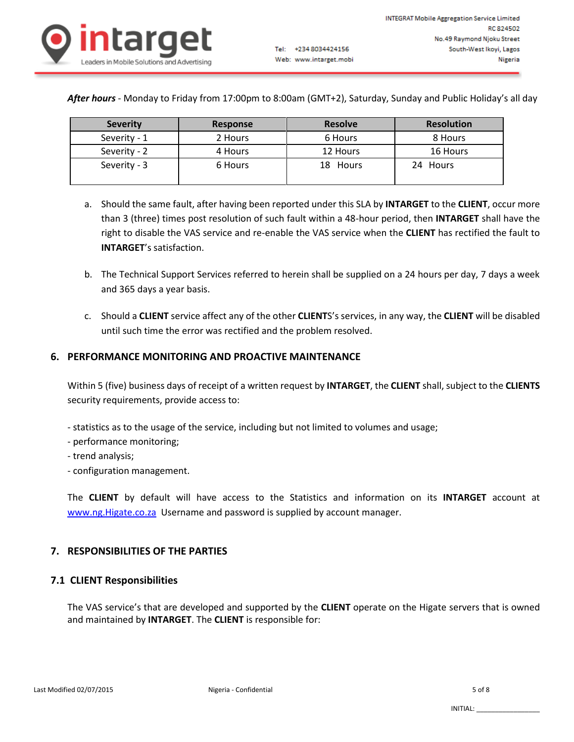***After hours*** - Monday to Friday from 17:00pm to 8:00am (GMT+2), Saturday, Sunday and Public Holiday's all day

| Severity | Response | Resolve | Resolution |
|---|---|---|---|
| Severity - 1 | 2 Hours | 6 Hours | 8 Hours |
| Severity - 2 | 4 Hours | 12 Hours | 16 Hours |
| Severity - 3 | 6 Hours | 18 Hours | 24 Hours |

a. Should the same fault, after having been reported under this SLA by **INTARGET** to the **CLIENT**, occur more than 3 (three) times post resolution of such fault within a 48-hour period, then **INTARGET** shall have the right to disable the VAS service and re-enable the VAS service when the **CLIENT** has rectified the fault to **INTARGET**'s satisfaction.

b. The Technical Support Services referred to herein shall be supplied on a 24 hours per day, 7 days a week and 365 days a year basis.

c. Should a **CLIENT** service affect any of the other **CLIENT**S's services, in any way, the **CLIENT** will be disabled until such time the error was rectified and the problem resolved.

## 6. PERFORMANCE MONITORING AND PROACTIVE MAINTENANCE

Within 5 (five) business days of receipt of a written request by **INTARGET**, the **CLIENT** shall, subject to the **CLIENTS** security requirements, provide access to:

- statistics as to the usage of the service, including but not limited to volumes and usage;
- performance monitoring;
- trend analysis;
- configuration management.

The **CLIENT** by default will have access to the Statistics and information on its **INTARGET** account at www.ng.Higate.co.za Username and password is supplied by account manager.

## 7. RESPONSIBILITIES OF THE PARTIES

### 7.1 CLIENT Responsibilities

The VAS service's that are developed and supported by the **CLIENT** operate on the Higate servers that is owned and maintained by **INTARGET**. The **CLIENT** is responsible for: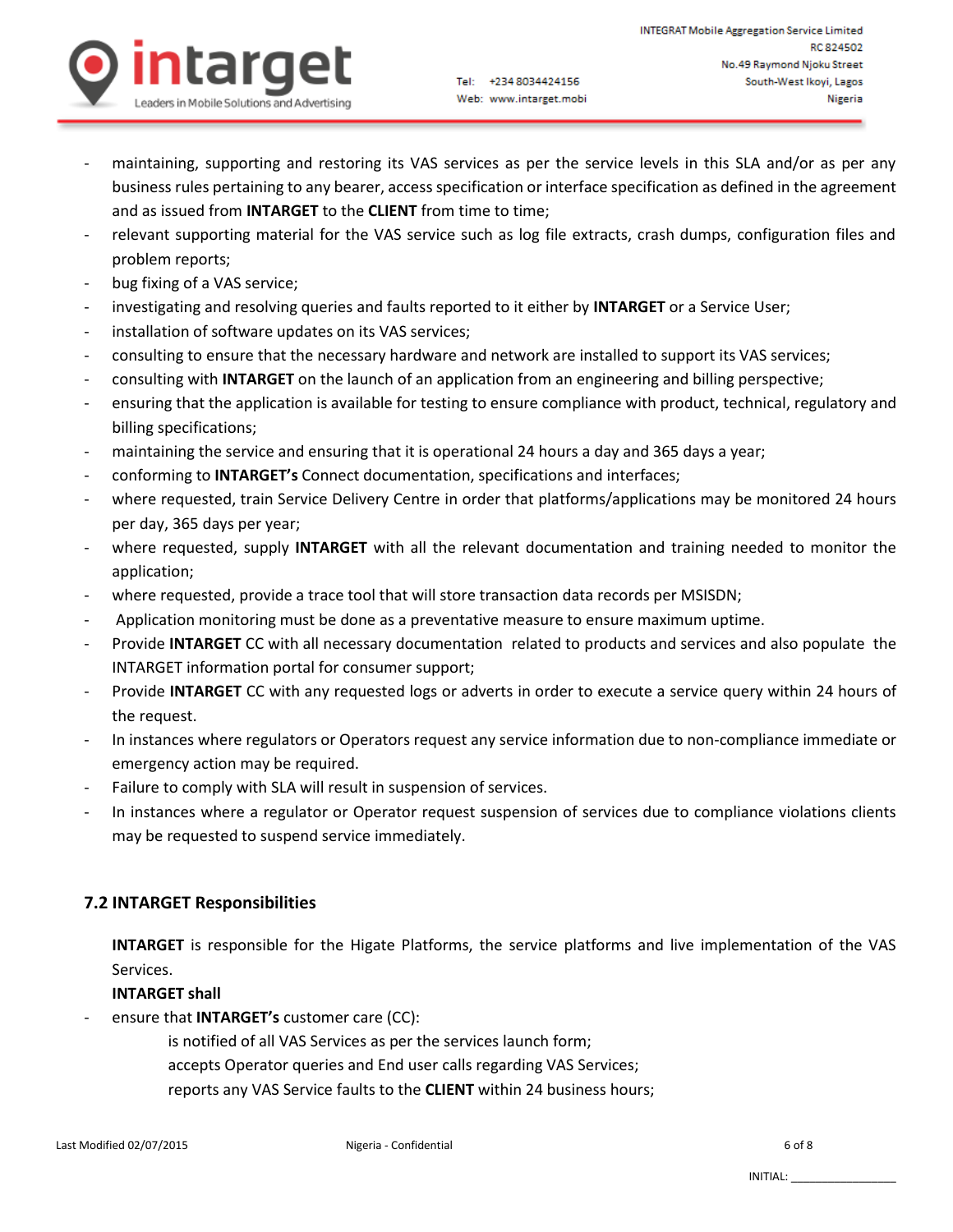- maintaining, supporting and restoring its VAS services as per the service levels in this SLA and/or as per any business rules pertaining to any bearer, access specification or interface specification as defined in the agreement and as issued from **INTARGET** to the **CLIENT** from time to time;
- relevant supporting material for the VAS service such as log file extracts, crash dumps, configuration files and problem reports;
- bug fixing of a VAS service;
- investigating and resolving queries and faults reported to it either by **INTARGET** or a Service User;
- installation of software updates on its VAS services;
- consulting to ensure that the necessary hardware and network are installed to support its VAS services;
- consulting with **INTARGET** on the launch of an application from an engineering and billing perspective;
- ensuring that the application is available for testing to ensure compliance with product, technical, regulatory and billing specifications;
- maintaining the service and ensuring that it is operational 24 hours a day and 365 days a year;
- conforming to **INTARGET's** Connect documentation, specifications and interfaces;
- where requested, train Service Delivery Centre in order that platforms/applications may be monitored 24 hours per day, 365 days per year;
- where requested, supply **INTARGET** with all the relevant documentation and training needed to monitor the application;
- where requested, provide a trace tool that will store transaction data records per MSISDN;
- Application monitoring must be done as a preventative measure to ensure maximum uptime.
- Provide **INTARGET** CC with all necessary documentation related to products and services and also populate the INTARGET information portal for consumer support;
- Provide **INTARGET** CC with any requested logs or adverts in order to execute a service query within 24 hours of the request.
- In instances where regulators or Operators request any service information due to non-compliance immediate or emergency action may be required.
- Failure to comply with SLA will result in suspension of services.
- In instances where a regulator or Operator request suspension of services due to compliance violations clients may be requested to suspend service immediately.

### 7.2 INTARGET Responsibilities

**INTARGET** is responsible for the Higate Platforms, the service platforms and live implementation of the VAS Services.

**INTARGET shall**

- ensure that **INTARGET's** customer care (CC):
    - is notified of all VAS Services as per the services launch form;
    - accepts Operator queries and End user calls regarding VAS Services;
    - reports any VAS Service faults to the **CLIENT** within 24 business hours;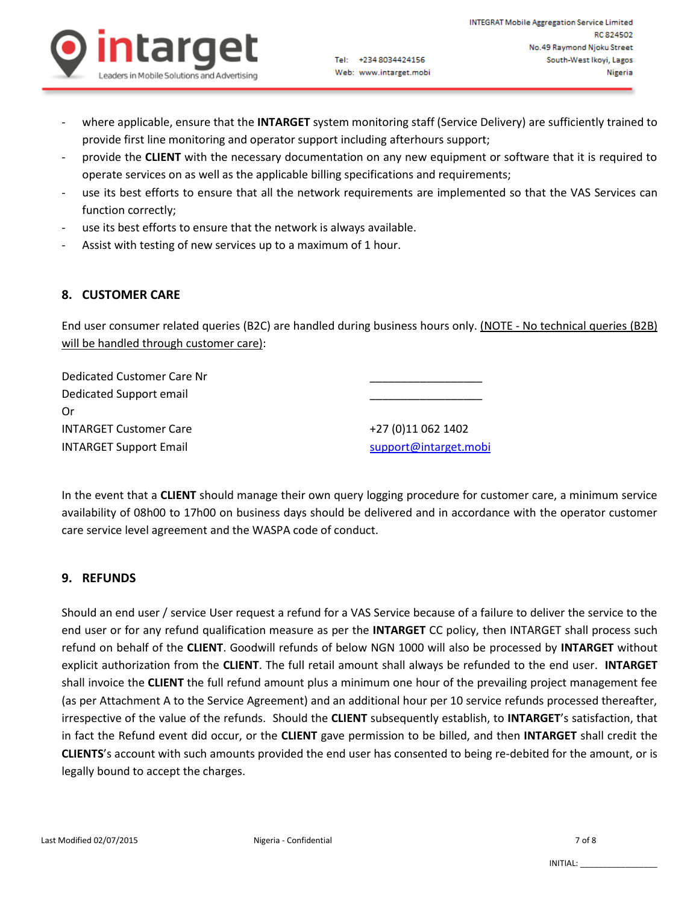- where applicable, ensure that the **INTARGET** system monitoring staff (Service Delivery) are sufficiently trained to provide first line monitoring and operator support including afterhours support;
- provide the **CLIENT** with the necessary documentation on any new equipment or software that it is required to operate services on as well as the applicable billing specifications and requirements;
- use its best efforts to ensure that all the network requirements are implemented so that the VAS Services can function correctly;
- use its best efforts to ensure that the network is always available.
- Assist with testing of new services up to a maximum of 1 hour.

## 8. CUSTOMER CARE

End user consumer related queries (B2C) are handled during business hours only. (NOTE - No technical queries (B2B) will be handled through customer care):

| | |
|---|---|
| Dedicated Customer Care Nr | ___________________ |
| Dedicated Support email | ___________________ |
| Or | |
| INTARGET Customer Care | +27 (0)11 062 1402 |
| INTARGET Support Email | support@intarget.mobi |

In the event that a **CLIENT** should manage their own query logging procedure for customer care, a minimum service availability of 08h00 to 17h00 on business days should be delivered and in accordance with the operator customer care service level agreement and the WASPA code of conduct.

## 9. REFUNDS

Should an end user / service User request a refund for a VAS Service because of a failure to deliver the service to the end user or for any refund qualification measure as per the **INTARGET** CC policy, then INTARGET shall process such refund on behalf of the **CLIENT**. Goodwill refunds of below NGN 1000 will also be processed by **INTARGET** without explicit authorization from the **CLIENT**. The full retail amount shall always be refunded to the end user. **INTARGET** shall invoice the **CLIENT** the full refund amount plus a minimum one hour of the prevailing project management fee (as per Attachment A to the Service Agreement) and an additional hour per 10 service refunds processed thereafter, irrespective of the value of the refunds. Should the **CLIENT** subsequently establish, to **INTARGET**'s satisfaction, that in fact the Refund event did occur, or the **CLIENT** gave permission to be billed, and then **INTARGET** shall credit the **CLIENTS**'s account with such amounts provided the end user has consented to being re-debited for the amount, or is legally bound to accept the charges.

INITIAL: _______________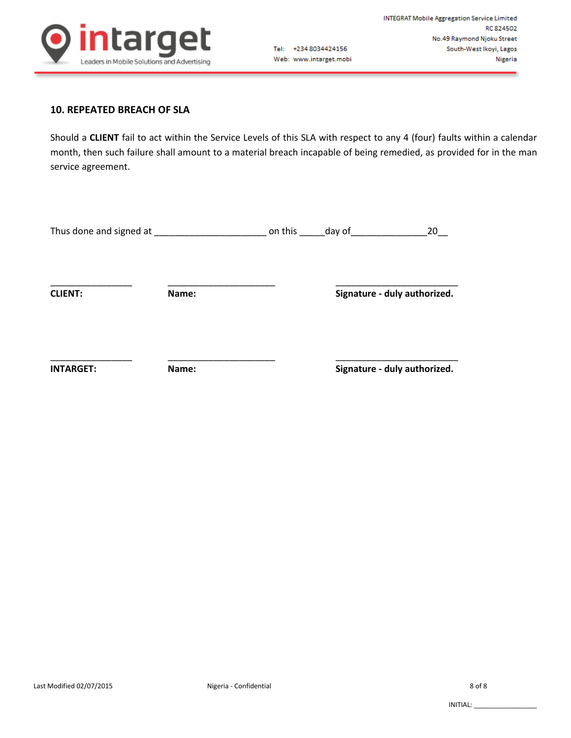## 10. REPEATED BREACH OF SLA

Should a **CLIENT** fail to act within the Service Levels of this SLA with respect to any 4 (four) faults within a calendar month, then such failure shall amount to a material breach incapable of being remedied, as provided for in the man service agreement.

Thus done and signed at ______________________ on this _____day of_______________20__

| | | |
|---|---|---|
| _________________ | ______________________ | _________________________ |
| **CLIENT:** | **Name:** | **Signature - duly authorized.** |
| _________________ | ______________________ | _________________________ |
| **INTARGET:** | **Name:** | **Signature - duly authorized.** |

INITIAL: _________________